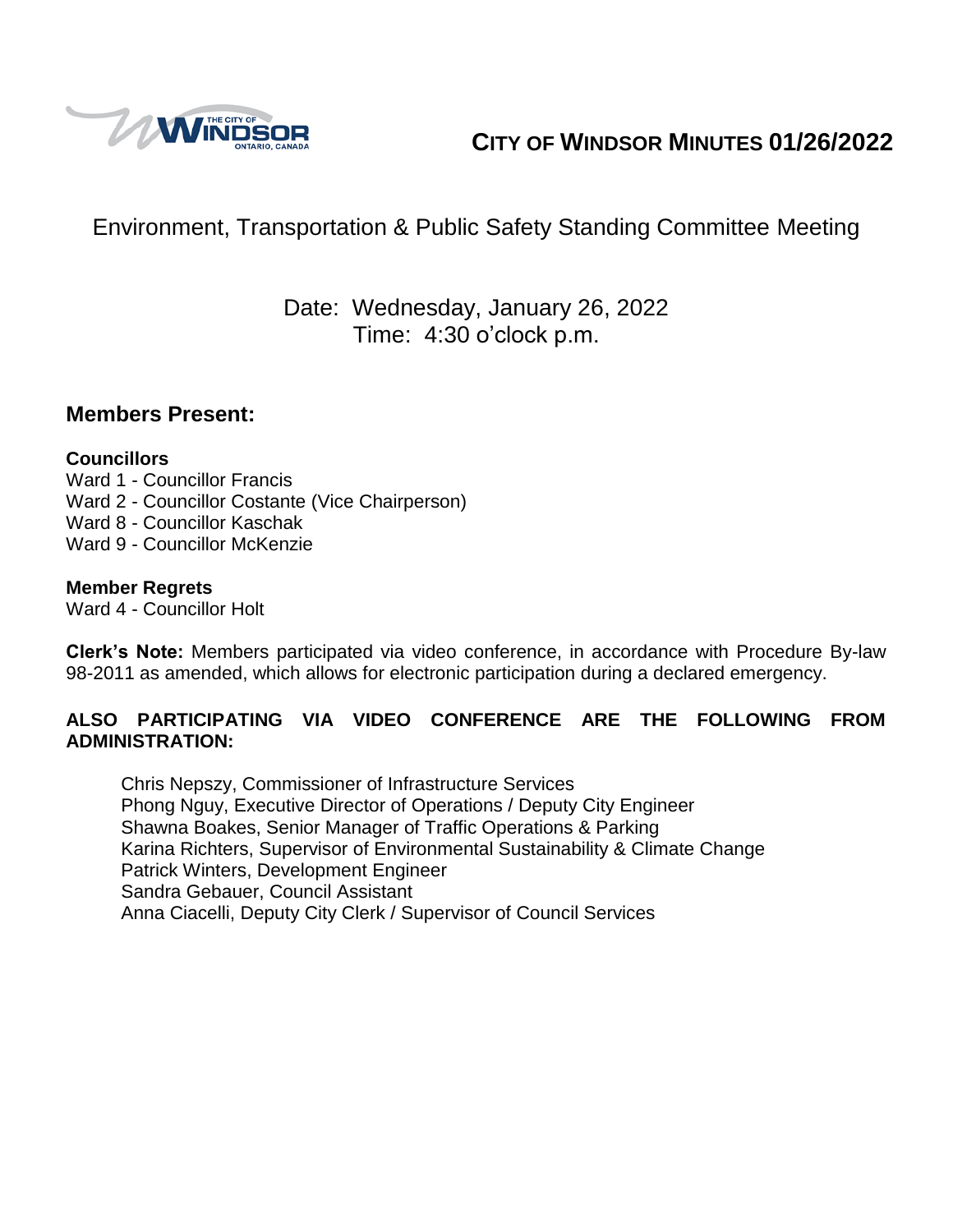# CITY OF WINDSOR MINUTES 01/26/2022

## Environment, Transportation & Public Safety Standing Committee Meeting

Date: Wednesday, January 26, 2022
Time: 4:30 o'clock p.m.

## Members Present:

**Councillors**
Ward 1 - Councillor Francis
Ward 2 - Councillor Costante (Vice Chairperson)
Ward 8 - Councillor Kaschak
Ward 9 - Councillor McKenzie

**Member Regrets**
Ward 4 - Councillor Holt

**Clerk's Note:** Members participated via video conference, in accordance with Procedure By-law 98-2011 as amended, which allows for electronic participation during a declared emergency.

**ALSO PARTICIPATING VIA VIDEO CONFERENCE ARE THE FOLLOWING FROM ADMINISTRATION:**

Chris Nepszy, Commissioner of Infrastructure Services
Phong Nguy, Executive Director of Operations / Deputy City Engineer
Shawna Boakes, Senior Manager of Traffic Operations & Parking
Karina Richters, Supervisor of Environmental Sustainability & Climate Change
Patrick Winters, Development Engineer
Sandra Gebauer, Council Assistant
Anna Ciacelli, Deputy City Clerk / Supervisor of Council Services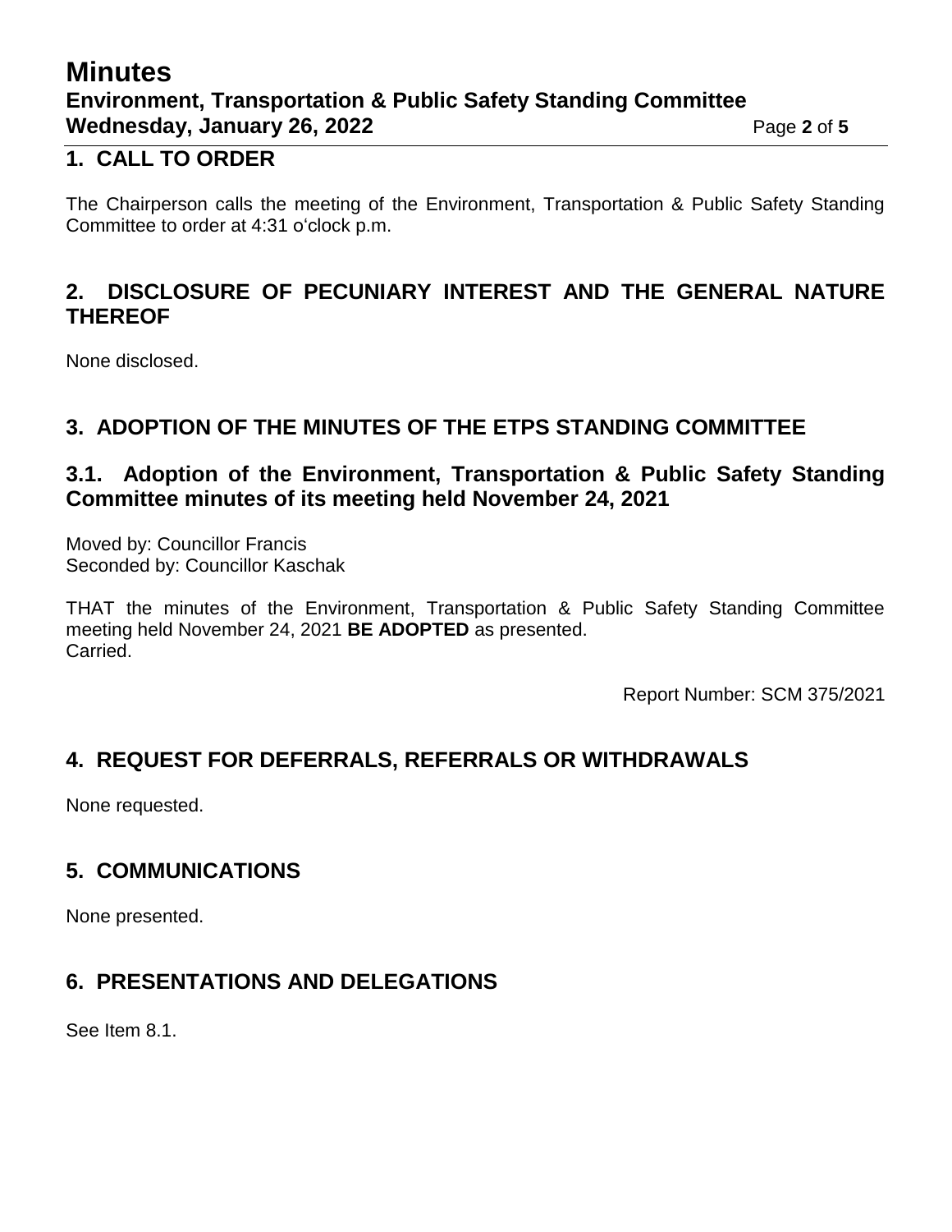## 1. CALL TO ORDER

The Chairperson calls the meeting of the Environment, Transportation & Public Safety Standing Committee to order at 4:31 o'clock p.m.

## 2. DISCLOSURE OF PECUNIARY INTEREST AND THE GENERAL NATURE THEREOF

None disclosed.

## 3. ADOPTION OF THE MINUTES OF THE ETPS STANDING COMMITTEE

### 3.1. Adoption of the Environment, Transportation & Public Safety Standing Committee minutes of its meeting held November 24, 2021

Moved by: Councillor Francis
Seconded by: Councillor Kaschak

THAT the minutes of the Environment, Transportation & Public Safety Standing Committee meeting held November 24, 2021 **BE ADOPTED** as presented.
Carried.

Report Number: SCM 375/2021

## 4. REQUEST FOR DEFERRALS, REFERRALS OR WITHDRAWALS

None requested.

## 5. COMMUNICATIONS

None presented.

## 6. PRESENTATIONS AND DELEGATIONS

See Item 8.1.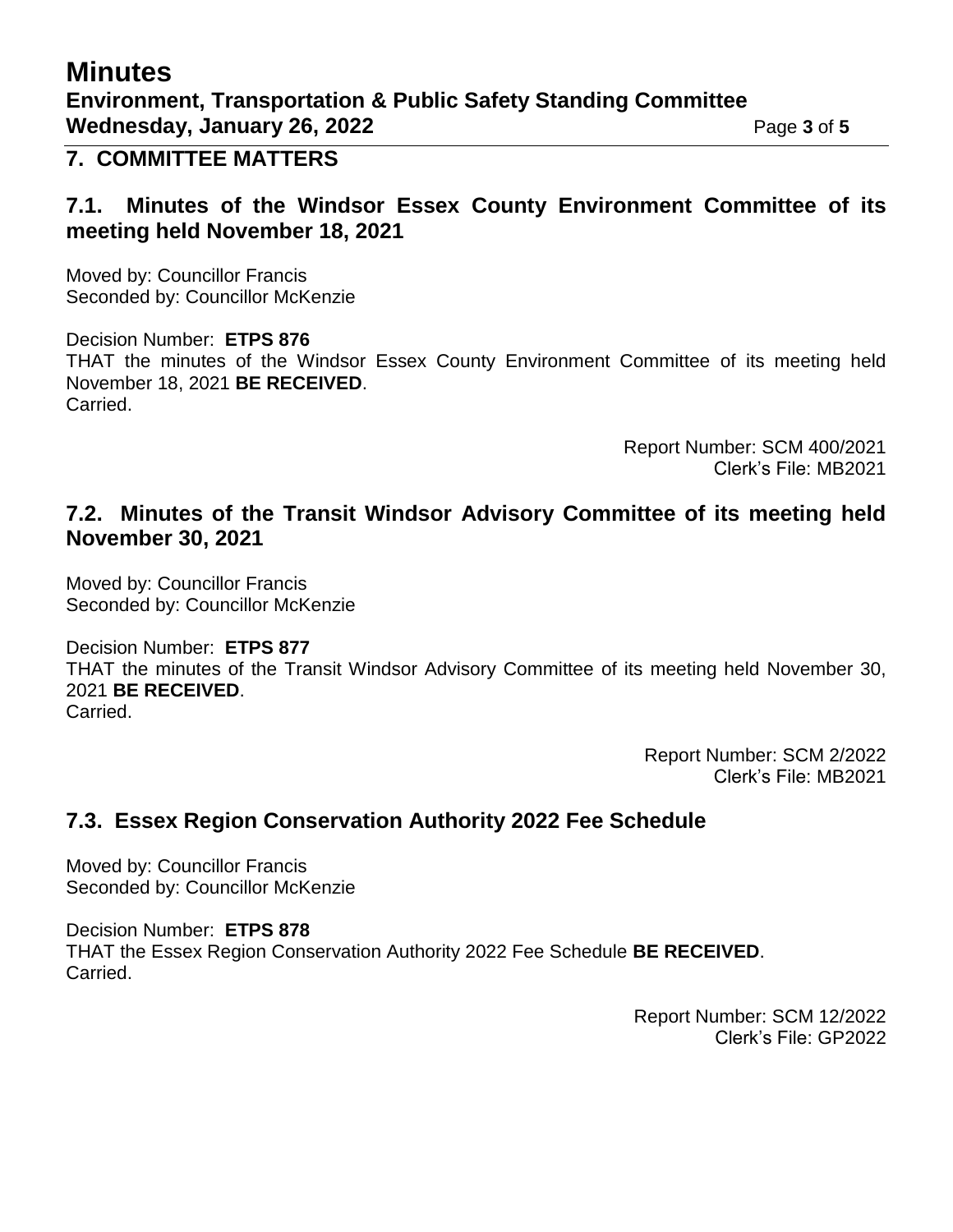## 7. COMMITTEE MATTERS

### 7.1. Minutes of the Windsor Essex County Environment Committee of its meeting held November 18, 2021

Moved by: Councillor Francis
Seconded by: Councillor McKenzie

Decision Number: **ETPS 876**
THAT the minutes of the Windsor Essex County Environment Committee of its meeting held November 18, 2021 **BE RECEIVED**.
Carried.

Report Number: SCM 400/2021
Clerk's File: MB2021

### 7.2. Minutes of the Transit Windsor Advisory Committee of its meeting held November 30, 2021

Moved by: Councillor Francis
Seconded by: Councillor McKenzie

Decision Number: **ETPS 877**
THAT the minutes of the Transit Windsor Advisory Committee of its meeting held November 30, 2021 **BE RECEIVED**.
Carried.

Report Number: SCM 2/2022
Clerk's File: MB2021

### 7.3. Essex Region Conservation Authority 2022 Fee Schedule

Moved by: Councillor Francis
Seconded by: Councillor McKenzie

Decision Number: **ETPS 878**
THAT the Essex Region Conservation Authority 2022 Fee Schedule **BE RECEIVED**.
Carried.

Report Number: SCM 12/2022
Clerk's File: GP2022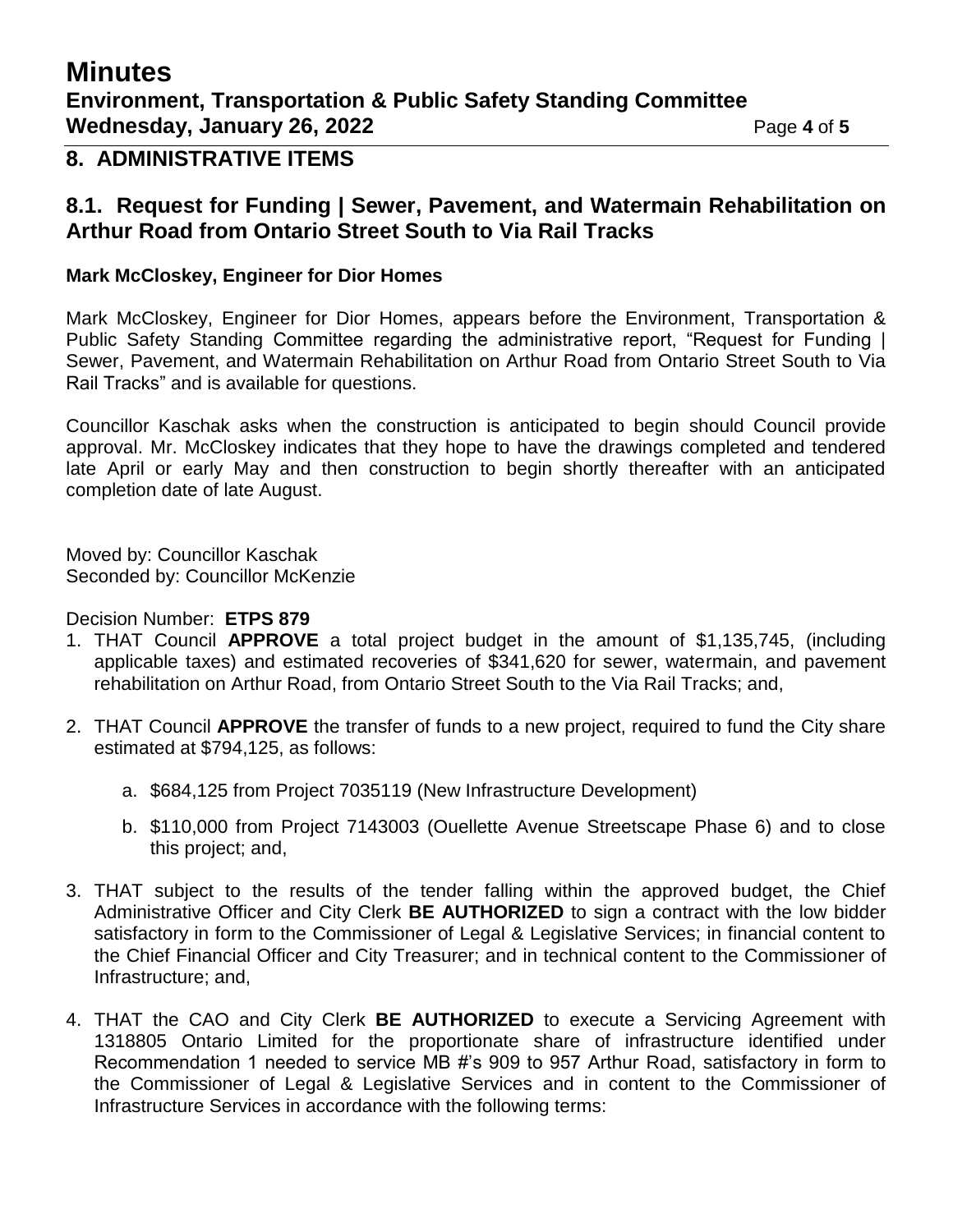## 8. ADMINISTRATIVE ITEMS

### 8.1. Request for Funding | Sewer, Pavement, and Watermain Rehabilitation on Arthur Road from Ontario Street South to Via Rail Tracks

**Mark McCloskey, Engineer for Dior Homes**

Mark McCloskey, Engineer for Dior Homes, appears before the Environment, Transportation & Public Safety Standing Committee regarding the administrative report, "Request for Funding | Sewer, Pavement, and Watermain Rehabilitation on Arthur Road from Ontario Street South to Via Rail Tracks" and is available for questions.

Councillor Kaschak asks when the construction is anticipated to begin should Council provide approval. Mr. McCloskey indicates that they hope to have the drawings completed and tendered late April or early May and then construction to begin shortly thereafter with an anticipated completion date of late August.

Moved by: Councillor Kaschak
Seconded by: Councillor McKenzie

Decision Number: **ETPS 879**

1. THAT Council **APPROVE** a total project budget in the amount of $1,135,745, (including applicable taxes) and estimated recoveries of $341,620 for sewer, watermain, and pavement rehabilitation on Arthur Road, from Ontario Street South to the Via Rail Tracks; and,

2. THAT Council **APPROVE** the transfer of funds to a new project, required to fund the City share estimated at $794,125, as follows:

   a. $684,125 from Project 7035119 (New Infrastructure Development)

   b. $110,000 from Project 7143003 (Ouellette Avenue Streetscape Phase 6) and to close this project; and,

3. THAT subject to the results of the tender falling within the approved budget, the Chief Administrative Officer and City Clerk **BE AUTHORIZED** to sign a contract with the low bidder satisfactory in form to the Commissioner of Legal & Legislative Services; in financial content to the Chief Financial Officer and City Treasurer; and in technical content to the Commissioner of Infrastructure; and,

4. THAT the CAO and City Clerk **BE AUTHORIZED** to execute a Servicing Agreement with 1318805 Ontario Limited for the proportionate share of infrastructure identified under Recommendation 1 needed to service MB #'s 909 to 957 Arthur Road, satisfactory in form to the Commissioner of Legal & Legislative Services and in content to the Commissioner of Infrastructure Services in accordance with the following terms: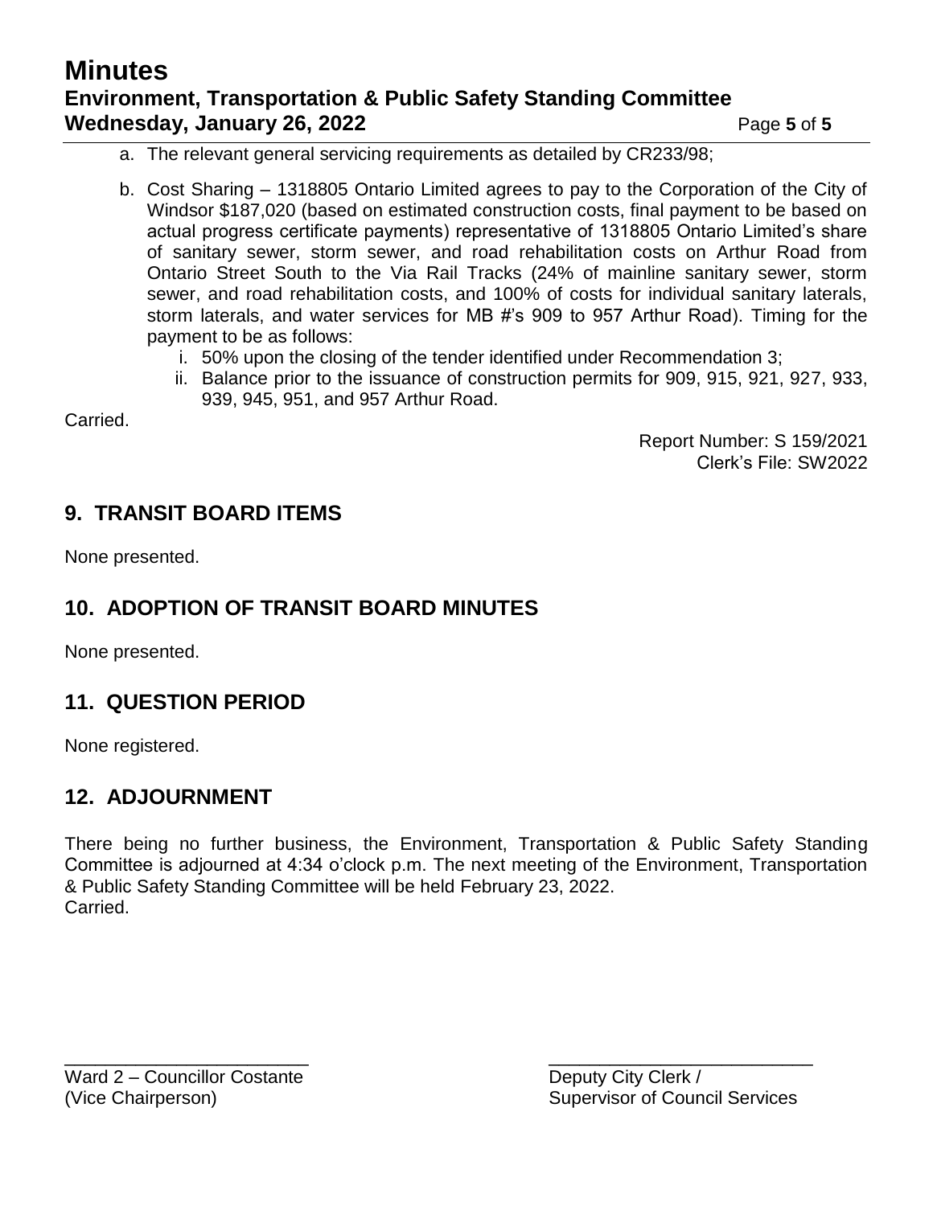a. The relevant general servicing requirements as detailed by CR233/98;

b. Cost Sharing – 1318805 Ontario Limited agrees to pay to the Corporation of the City of Windsor $187,020 (based on estimated construction costs, final payment to be based on actual progress certificate payments) representative of 1318805 Ontario Limited's share of sanitary sewer, storm sewer, and road rehabilitation costs on Arthur Road from Ontario Street South to the Via Rail Tracks (24% of mainline sanitary sewer, storm sewer, and road rehabilitation costs, and 100% of costs for individual sanitary laterals, storm laterals, and water services for MB #'s 909 to 957 Arthur Road). Timing for the payment to be as follows:
   i. 50% upon the closing of the tender identified under Recommendation 3;
   ii. Balance prior to the issuance of construction permits for 909, 915, 921, 927, 933, 939, 945, 951, and 957 Arthur Road.

Carried.

Report Number: S 159/2021
Clerk's File: SW2022

## 9. TRANSIT BOARD ITEMS

None presented.

## 10. ADOPTION OF TRANSIT BOARD MINUTES

None presented.

## 11. QUESTION PERIOD

None registered.

## 12. ADJOURNMENT

There being no further business, the Environment, Transportation & Public Safety Standing Committee is adjourned at 4:34 o'clock p.m. The next meeting of the Environment, Transportation & Public Safety Standing Committee will be held February 23, 2022.
Carried.

\_\_\_\_\_\_\_\_\_\_\_\_\_\_\_\_\_\_\_\_\_\_\_\_\_
Ward 2 – Councillor Costante
(Vice Chairperson)

\_\_\_\_\_\_\_\_\_\_\_\_\_\_\_\_\_\_\_\_\_\_\_\_\_
Deputy City Clerk /
Supervisor of Council Services